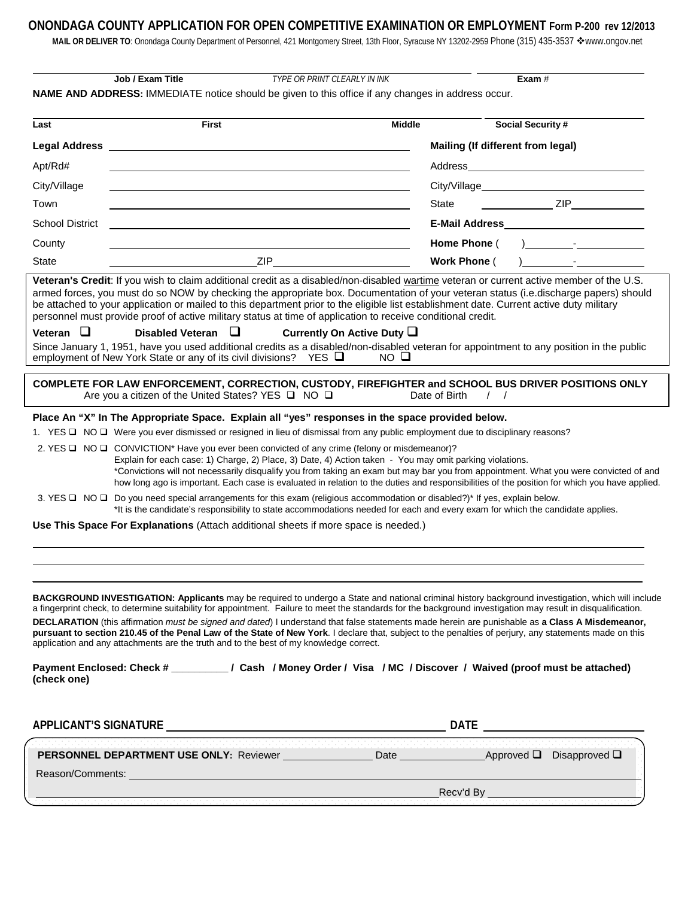# ONONDAGA COUNTY APPLICATION FOR OPEN COMPETITIVE EXAMINATION OR EMPLOYMENT Form P-200 rev 12/2013

**MAIL OR DELIVER TO**: Onondaga County Department of Personnel, 421 Montgomery Street, 13th Floor, Syracuse NY 13202-2959 Phone (315) 435-3537 ❖www.ongov.net

**Job / Exam Title** *TYPE OR PRINT CLEARLY IN INK* **Exam** #

**NAME AND ADDRESS:** IMMEDIATE notice should be given to this office if any changes in address occur.

**Last** **First** **Middle** **Social Security #**

| **Legal Address** | | **Mailing (If different from legal)** |
|---|---|---|
| Apt/Rd# | | Address |
| City/Village | | City/Village |
| Town | | State ZIP |
| School District | | **E-Mail Address** |
| County | | **Home Phone** ( ) - |
| State | ZIP | **Work Phone** ( ) - |

**Veteran's Credit**: If you wish to claim additional credit as a disabled/non-disabled wartime veteran or current active member of the U.S. armed forces, you must do so NOW by checking the appropriate box. Documentation of your veteran status (i.e.discharge papers) should be attached to your application or mailed to this department prior to the eligible list establishment date. Current active duty military personnel must provide proof of active military status at time of application to receive conditional credit.

**Veteran** ❑ **Disabled Veteran** ❑ **Currently On Active Duty** ❑

Since January 1, 1951, have you used additional credits as a disabled/non-disabled veteran for appointment to any position in the public employment of New York State or any of its civil divisions? YES ❑ NO ❑

**COMPLETE FOR LAW ENFORCEMENT, CORRECTION, CUSTODY, FIREFIGHTER and SCHOOL BUS DRIVER POSITIONS ONLY**

Are you a citizen of the United States? YES ❑ NO ❑ Date of Birth / /

**Place An "X" In The Appropriate Space. Explain all "yes" responses in the space provided below.**

1. YES ❑ NO ❑ Were you ever dismissed or resigned in lieu of dismissal from any public employment due to disciplinary reasons?
2. YES ❑ NO ❑ CONVICTION* Have you ever been convicted of any crime (felony or misdemeanor)?
   Explain for each case: 1) Charge, 2) Place, 3) Date, 4) Action taken - You may omit parking violations.
   *Convictions will not necessarily disqualify you from taking an exam but may bar you from appointment. What you were convicted of and how long ago is important. Each case is evaluated in relation to the duties and responsibilities of the position for which you have applied.
3. YES ❑ NO ❑ Do you need special arrangements for this exam (religious accommodation or disabled?)* If yes, explain below.
   *It is the candidate's responsibility to state accommodations needed for each and every exam for which the candidate applies.

**Use This Space For Explanations** (Attach additional sheets if more space is needed.)

**BACKGROUND INVESTIGATION: Applicants** may be required to undergo a State and national criminal history background investigation, which will include a fingerprint check, to determine suitability for appointment. Failure to meet the standards for the background investigation may result in disqualification.

**DECLARATION** (this affirmation *must be signed and dated*) I understand that false statements made herein are punishable as **a Class A Misdemeanor, pursuant to section 210.45 of the Penal Law of the State of New York**. I declare that, subject to the penalties of perjury, any statements made on this application and any attachments are the truth and to the best of my knowledge correct.

**Payment Enclosed: Check # __________ / Cash / Money Order / Visa / MC / Discover / Waived (proof must be attached) (check one)**

**APPLICANT'S SIGNATURE** **DATE**

**PERSONNEL DEPARTMENT USE ONLY:** Reviewer Date Approved ❑ Disapproved ❑

Reason/Comments:

Recv'd By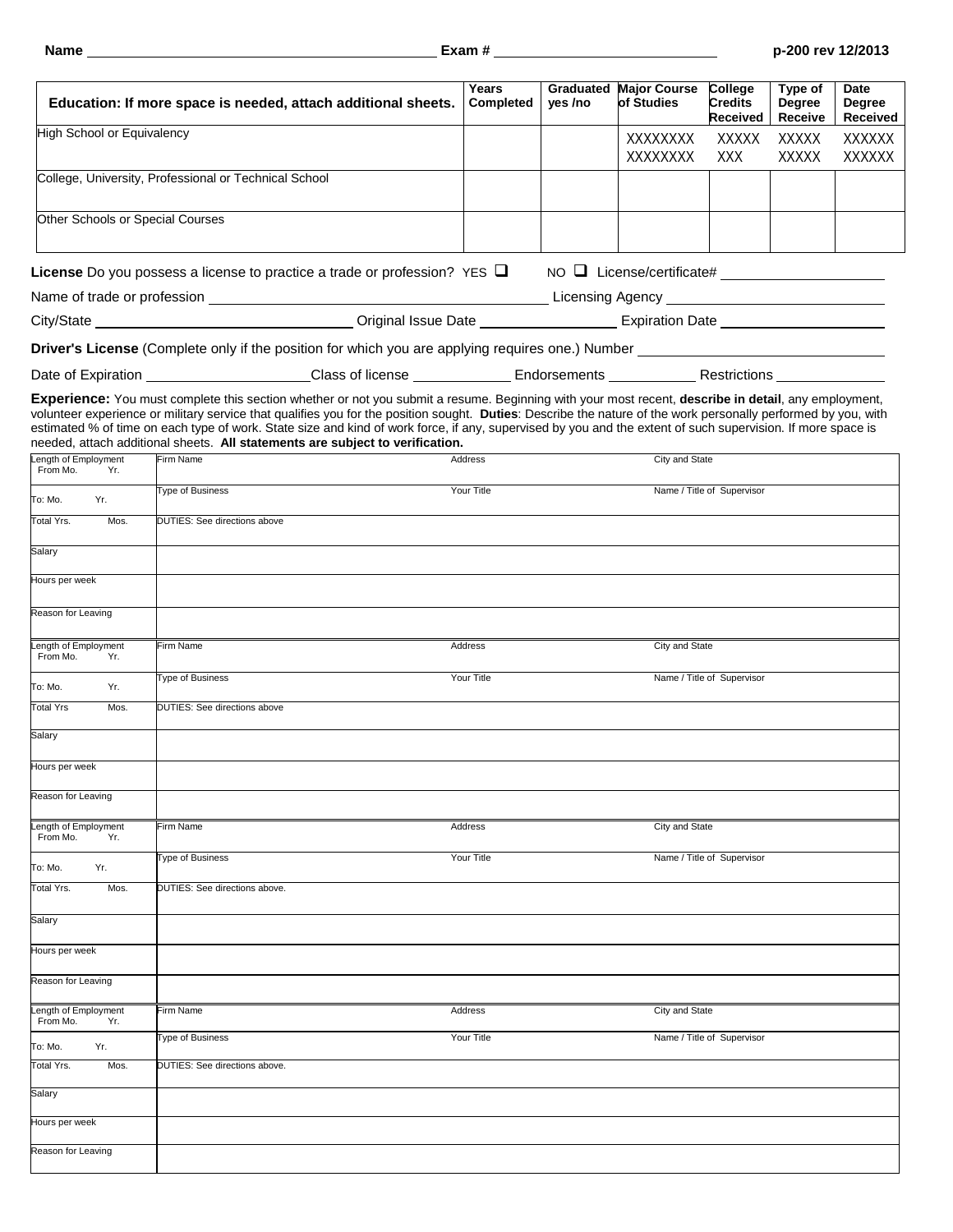Name ______________________ Exam # ______________________ p-200 rev 12/2013

| Education: If more space is needed, attach additional sheets. | Years Completed | Graduated yes /no | Major Course of Studies | College Credits Received | Type of Degree Receive | Date Degree Received |
|---|---|---|---|---|---|---|
| High School or Equivalency | | | XXXXXXX XXXXXXX | XXXXX XXX | XXXXX XXXXX | XXXXXX XXXXXX |
| College, University, Professional or Technical School | | | | | | |
| Other Schools or Special Courses | | | | | | |

**License** Do you possess a license to practice a trade or profession? YES ☐ NO ☐ License/certificate# ______________________

Name of trade or profession ______________________ Licensing Agency ______________________

City/State ______________________ Original Issue Date ______________________ Expiration Date ______________________

**Driver's License** (Complete only if the position for which you are applying requires one.) Number ______________________

Date of Expiration ______________________ Class of license ______________________ Endorsements ______________________ Restrictions ______________________

**Experience:** You must complete this section whether or not you submit a resume. Beginning with your most recent, **describe in detail**, any employment, volunteer experience or military service that qualifies you for the position sought. **Duties**: Describe the nature of the work personally performed by you, with estimated % of time on each type of work. State size and kind of work force, if any, supervised by you and the extent of such supervision. If more space is needed, attach additional sheets. **All statements are subject to verification.**

| Length of Employment From Mo. Yr. | Firm Name | Address | City and State |
|---|---|---|---|
| To: Mo. Yr. | Type of Business | Your Title | Name / Title of Supervisor |
| Total Yrs. Mos. | DUTIES: See directions above | | |
| Salary | | | |
| Hours per week | | | |
| Reason for Leaving | | | |

| Length of Employment From Mo. Yr. | Firm Name | Address | City and State |
|---|---|---|---|
| To: Mo. Yr. | Type of Business | Your Title | Name / Title of Supervisor |
| Total Yrs Mos. | DUTIES: See directions above | | |
| Salary | | | |
| Hours per week | | | |
| Reason for Leaving | | | |

| Length of Employment From Mo. Yr. | Firm Name | Address | City and State |
|---|---|---|---|
| To: Mo. Yr. | Type of Business | Your Title | Name / Title of Supervisor |
| Total Yrs. Mos. | DUTIES: See directions above. | | |
| Salary | | | |
| Hours per week | | | |
| Reason for Leaving | | | |

| Length of Employment From Mo. Yr. | Firm Name | Address | City and State |
|---|---|---|---|
| To: Mo. Yr. | Type of Business | Your Title | Name / Title of Supervisor |
| Total Yrs. Mos. | DUTIES: See directions above. | | |
| Salary | | | |
| Hours per week | | | |
| Reason for Leaving | | | |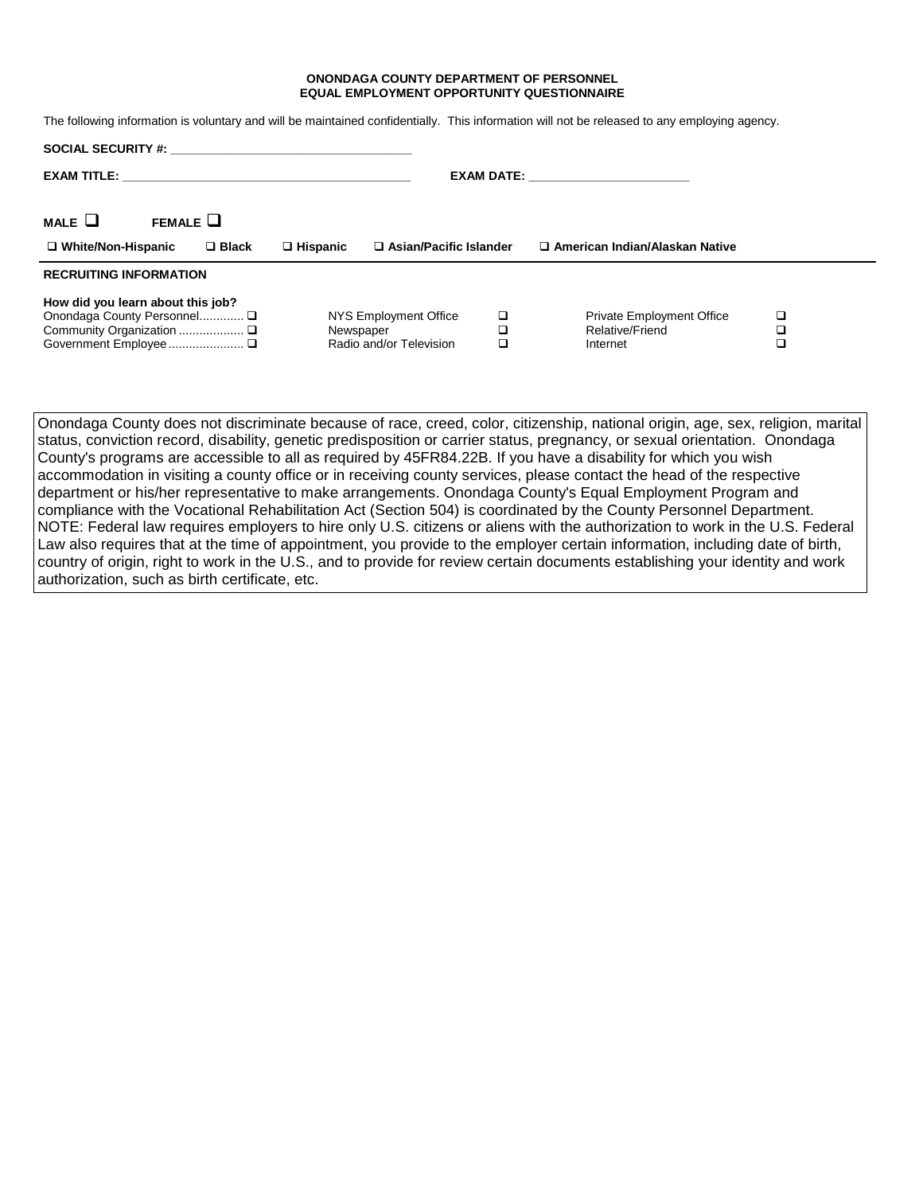**ONONDAGA COUNTY DEPARTMENT OF PERSONNEL**
**EQUAL EMPLOYMENT OPPORTUNITY QUESTIONNAIRE**

The following information is voluntary and will be maintained confidentially. This information will not be released to any employing agency.

**SOCIAL SECURITY #:** ___________________________________

**EXAM TITLE:** ___________________________________________ **EXAM DATE:** ________________________

**MALE** ❑ **FEMALE** ❑

❑ **White/Non-Hispanic** ❑ **Black** ❑ **Hispanic** ❑ **Asian/Pacific Islander** ❑ **American Indian/Alaskan Native**

---

**RECRUITING INFORMATION**

**How did you learn about this job?**

| | | | | | |
|---|---|---|---|---|---|
| Onondaga County Personnel............. | ❑ | NYS Employment Office | ❑ | Private Employment Office | ❑ |
| Community Organization ................... | ❑ | Newspaper | ❑ | Relative/Friend | ❑ |
| Government Employee ...................... | ❑ | Radio and/or Television | ❑ | Internet | ❑ |

Onondaga County does not discriminate because of race, creed, color, citizenship, national origin, age, sex, religion, marital status, conviction record, disability, genetic predisposition or carrier status, pregnancy, or sexual orientation. Onondaga County's programs are accessible to all as required by 45FR84.22B. If you have a disability for which you wish accommodation in visiting a county office or in receiving county services, please contact the head of the respective department or his/her representative to make arrangements. Onondaga County's Equal Employment Program and compliance with the Vocational Rehabilitation Act (Section 504) is coordinated by the County Personnel Department. NOTE: Federal law requires employers to hire only U.S. citizens or aliens with the authorization to work in the U.S. Federal Law also requires that at the time of appointment, you provide to the employer certain information, including date of birth, country of origin, right to work in the U.S., and to provide for review certain documents establishing your identity and work authorization, such as birth certificate, etc.